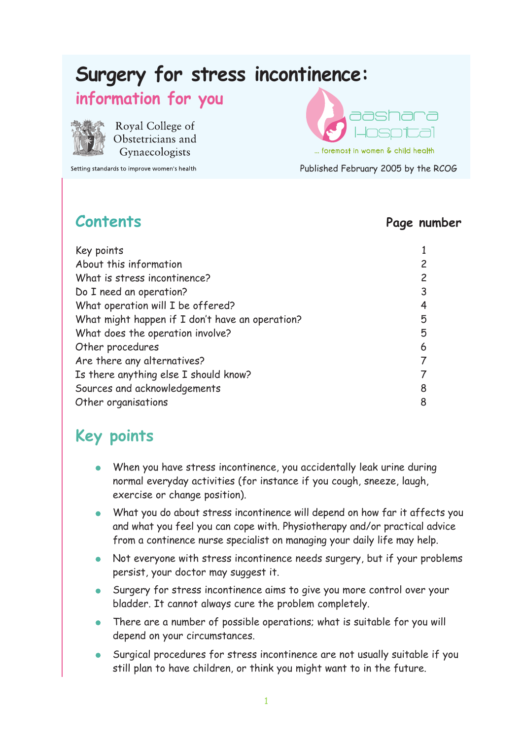# Surgery for stress incontinence: information for you

Royal College of Obstetricians and Gynaecologists

Setting standards to improve women's health

aashara Hospital

... foremost in women & child health

Published February 2005 by the RCOG

## Contents

| | Page number |
|---|---|
| Key points | 1 |
| About this information | 2 |
| What is stress incontinence? | 2 |
| Do I need an operation? | 3 |
| What operation will I be offered? | 4 |
| What might happen if I don't have an operation? | 5 |
| What does the operation involve? | 5 |
| Other procedures | 6 |
| Are there any alternatives? | 7 |
| Is there anything else I should know? | 7 |
| Sources and acknowledgements | 8 |
| Other organisations | 8 |

## Key points

- When you have stress incontinence, you accidentally leak urine during normal everyday activities (for instance if you cough, sneeze, laugh, exercise or change position).
- What you do about stress incontinence will depend on how far it affects you and what you feel you can cope with. Physiotherapy and/or practical advice from a continence nurse specialist on managing your daily life may help.
- Not everyone with stress incontinence needs surgery, but if your problems persist, your doctor may suggest it.
- Surgery for stress incontinence aims to give you more control over your bladder. It cannot always cure the problem completely.
- There are a number of possible operations; what is suitable for you will depend on your circumstances.
- Surgical procedures for stress incontinence are not usually suitable if you still plan to have children, or think you might want to in the future.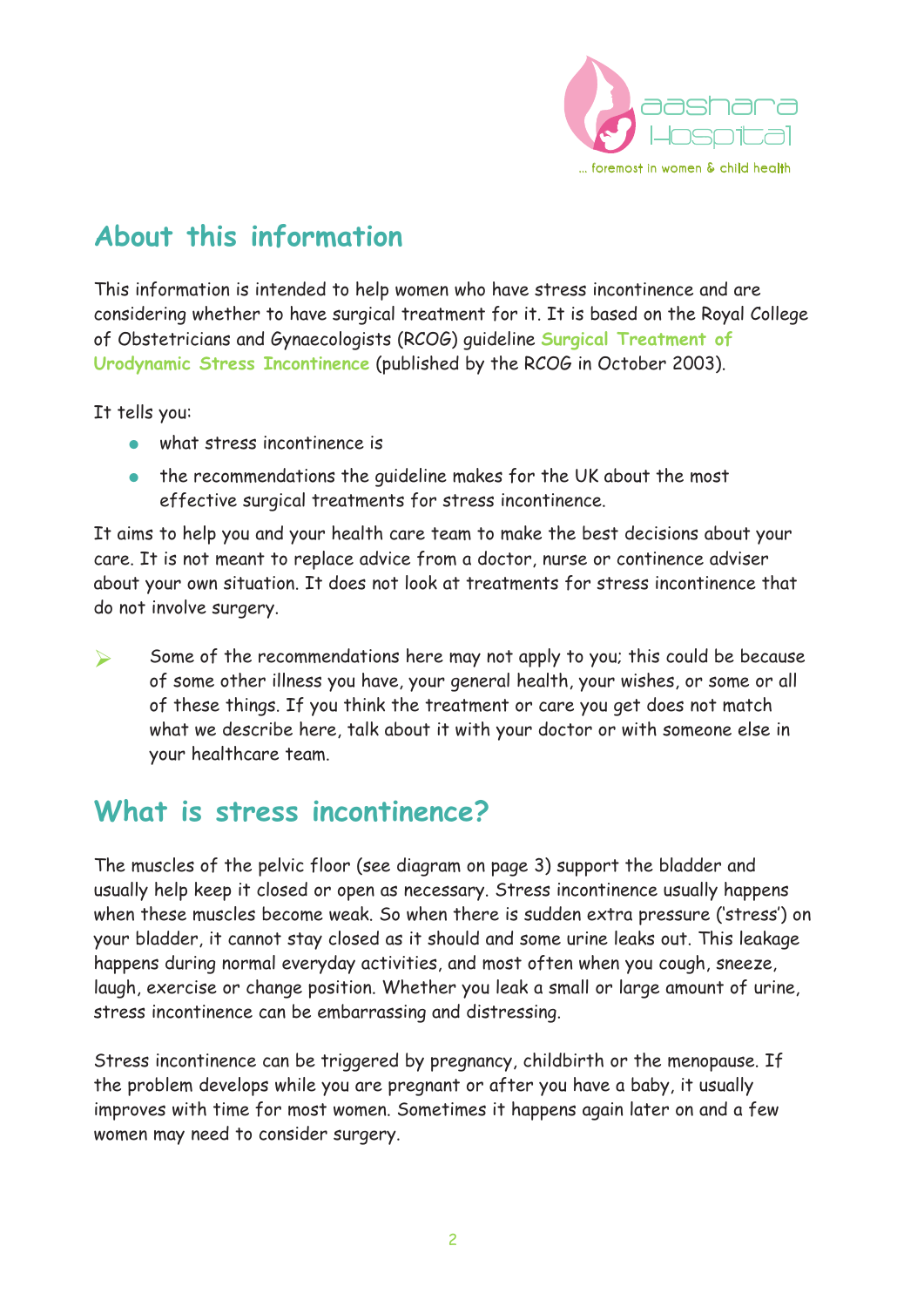## About this information

This information is intended to help women who have stress incontinence and are considering whether to have surgical treatment for it. It is based on the Royal College of Obstetricians and Gynaecologists (RCOG) guideline **Surgical Treatment of Urodynamic Stress Incontinence** (published by the RCOG in October 2003).

It tells you:

- what stress incontinence is
- the recommendations the guideline makes for the UK about the most effective surgical treatments for stress incontinence.

It aims to help you and your health care team to make the best decisions about your care. It is not meant to replace advice from a doctor, nurse or continence adviser about your own situation. It does not look at treatments for stress incontinence that do not involve surgery.

> Some of the recommendations here may not apply to you; this could be because of some other illness you have, your general health, your wishes, or some or all of these things. If you think the treatment or care you get does not match what we describe here, talk about it with your doctor or with someone else in your healthcare team.

## What is stress incontinence?

The muscles of the pelvic floor (see diagram on page 3) support the bladder and usually help keep it closed or open as necessary. Stress incontinence usually happens when these muscles become weak. So when there is sudden extra pressure ('stress') on your bladder, it cannot stay closed as it should and some urine leaks out. This leakage happens during normal everyday activities, and most often when you cough, sneeze, laugh, exercise or change position. Whether you leak a small or large amount of urine, stress incontinence can be embarrassing and distressing.

Stress incontinence can be triggered by pregnancy, childbirth or the menopause. If the problem develops while you are pregnant or after you have a baby, it usually improves with time for most women. Sometimes it happens again later on and a few women may need to consider surgery.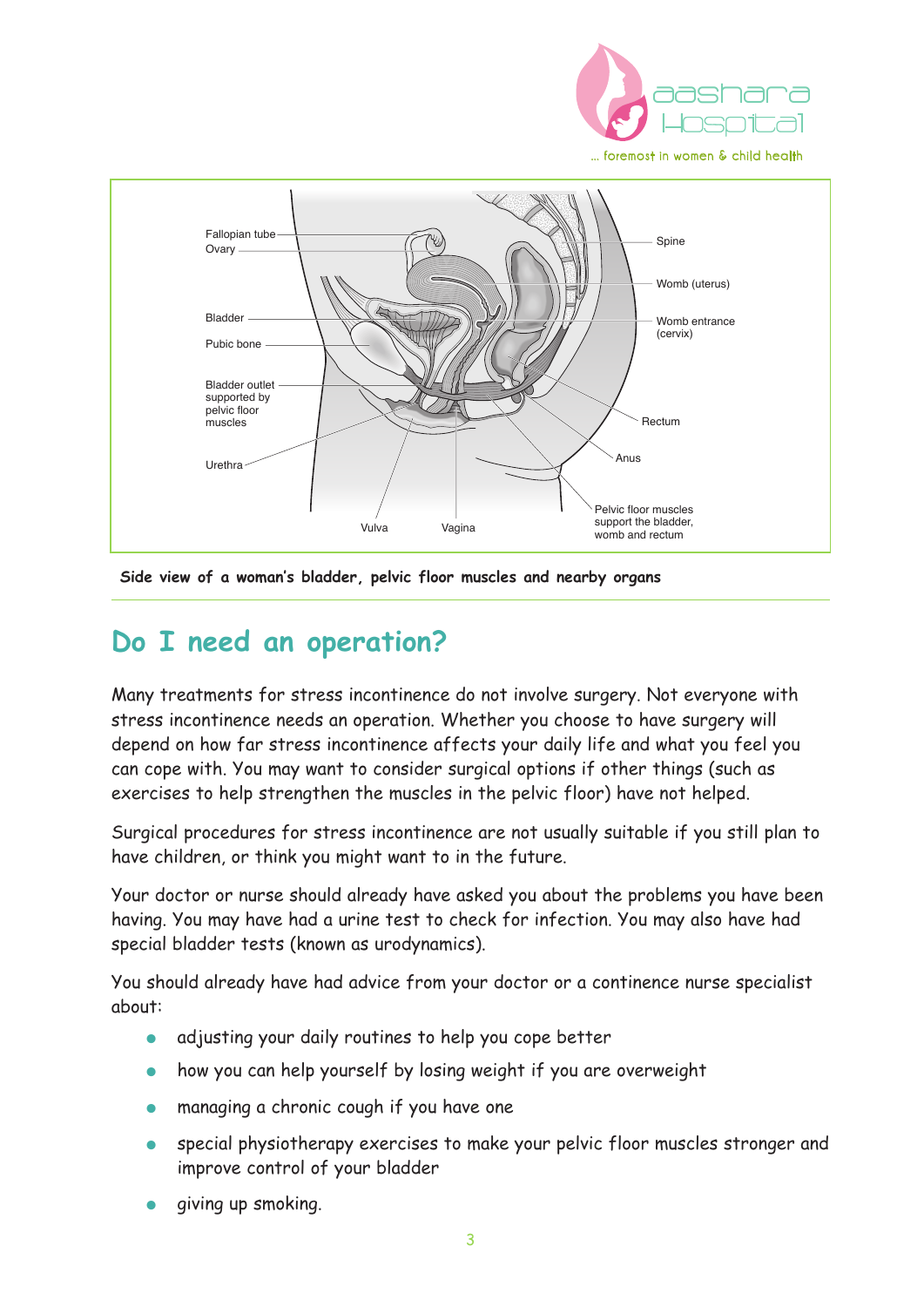Side view of a woman's bladder, pelvic floor muscles and nearby organs

## Do I need an operation?

Many treatments for stress incontinence do not involve surgery. Not everyone with stress incontinence needs an operation. Whether you choose to have surgery will depend on how far stress incontinence affects your daily life and what you feel you can cope with. You may want to consider surgical options if other things (such as exercises to help strengthen the muscles in the pelvic floor) have not helped.

Surgical procedures for stress incontinence are not usually suitable if you still plan to have children, or think you might want to in the future.

Your doctor or nurse should already have asked you about the problems you have been having. You may have had a urine test to check for infection. You may also have had special bladder tests (known as urodynamics).

You should already have had advice from your doctor or a continence nurse specialist about:

- adjusting your daily routines to help you cope better
- how you can help yourself by losing weight if you are overweight
- managing a chronic cough if you have one
- special physiotherapy exercises to make your pelvic floor muscles stronger and improve control of your bladder
- giving up smoking.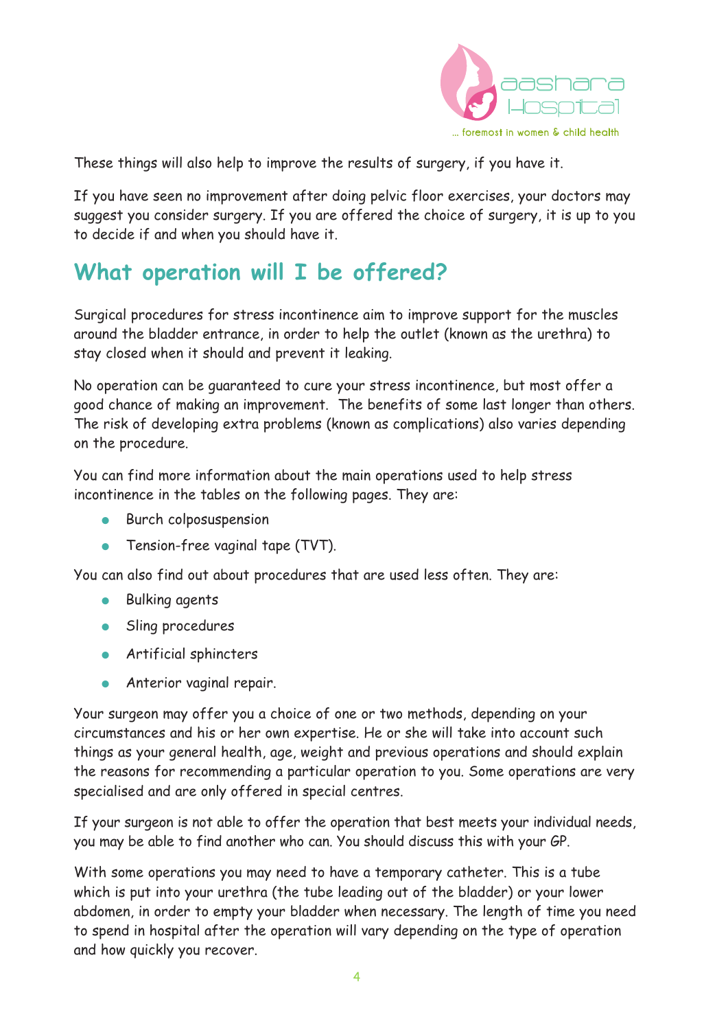These things will also help to improve the results of surgery, if you have it.

If you have seen no improvement after doing pelvic floor exercises, your doctors may suggest you consider surgery. If you are offered the choice of surgery, it is up to you to decide if and when you should have it.

## What operation will I be offered?

Surgical procedures for stress incontinence aim to improve support for the muscles around the bladder entrance, in order to help the outlet (known as the urethra) to stay closed when it should and prevent it leaking.

No operation can be guaranteed to cure your stress incontinence, but most offer a good chance of making an improvement. The benefits of some last longer than others. The risk of developing extra problems (known as complications) also varies depending on the procedure.

You can find more information about the main operations used to help stress incontinence in the tables on the following pages. They are:

- Burch colposuspension
- Tension-free vaginal tape (TVT).

You can also find out about procedures that are used less often. They are:

- Bulking agents
- Sling procedures
- Artificial sphincters
- Anterior vaginal repair.

Your surgeon may offer you a choice of one or two methods, depending on your circumstances and his or her own expertise. He or she will take into account such things as your general health, age, weight and previous operations and should explain the reasons for recommending a particular operation to you. Some operations are very specialised and are only offered in special centres.

If your surgeon is not able to offer the operation that best meets your individual needs, you may be able to find another who can. You should discuss this with your GP.

With some operations you may need to have a temporary catheter. This is a tube which is put into your urethra (the tube leading out of the bladder) or your lower abdomen, in order to empty your bladder when necessary. The length of time you need to spend in hospital after the operation will vary depending on the type of operation and how quickly you recover.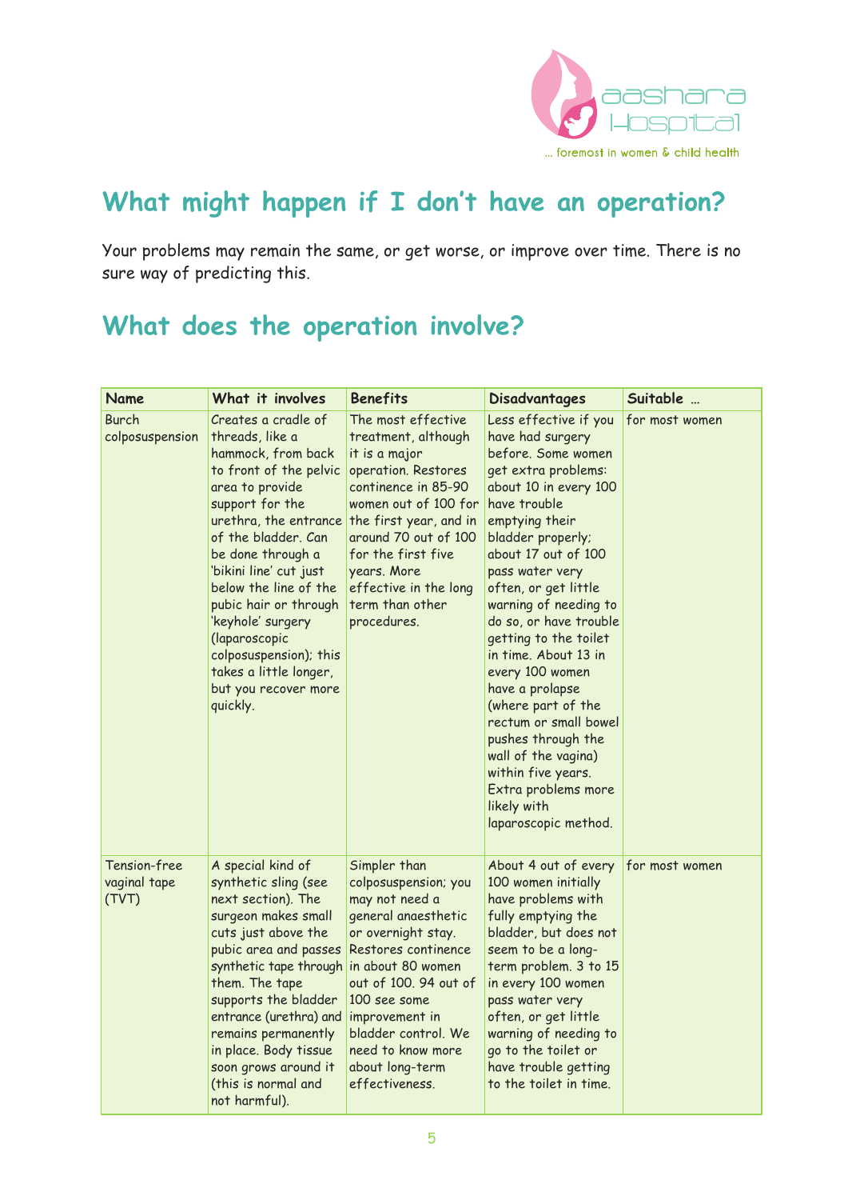## What might happen if I don't have an operation?

Your problems may remain the same, or get worse, or improve over time. There is no sure way of predicting this.

## What does the operation involve?

| Name | What it involves | Benefits | Disadvantages | Suitable ... |
|---|---|---|---|---|
| Burch colposuspension | Creates a cradle of threads, like a hammock, from back to front of the pelvic area to provide support for the urethra, the entrance of the bladder. Can be done through a 'bikini line' cut just below the line of the pubic hair or through 'keyhole' surgery (laparoscopic colposuspension); this takes a little longer, but you recover more quickly. | The most effective treatment, although it is a major operation. Restores continence in 85-90 women out of 100 for the first year, and in around 70 out of 100 for the first five years. More effective in the long term than other procedures. | Less effective if you have had surgery before. Some women get extra problems: about 10 in every 100 have trouble emptying their bladder properly; about 17 out of 100 pass water very often, or get little warning of needing to do so, or have trouble getting to the toilet in time. About 13 in every 100 women have a prolapse (where part of the rectum or small bowel pushes through the wall of the vagina) within five years. Extra problems more likely with laparoscopic method. | for most women |
| Tension-free vaginal tape (TVT) | A special kind of synthetic sling (see next section). The surgeon makes small cuts just above the pubic area and passes synthetic tape through them. The tape supports the bladder entrance (urethra) and remains permanently in place. Body tissue soon grows around it (this is normal and not harmful). | Simpler than colposuspension; you may not need a general anaesthetic or overnight stay. Restores continence in about 80 women out of 100. 94 out of 100 see some improvement in bladder control. We need to know more about long-term effectiveness. | About 4 out of every 100 women initially have problems with fully emptying the bladder, but does not seem to be a long-term problem. 3 to 15 in every 100 women pass water very often, or get little warning of needing to go to the toilet or have trouble getting to the toilet in time. | for most women |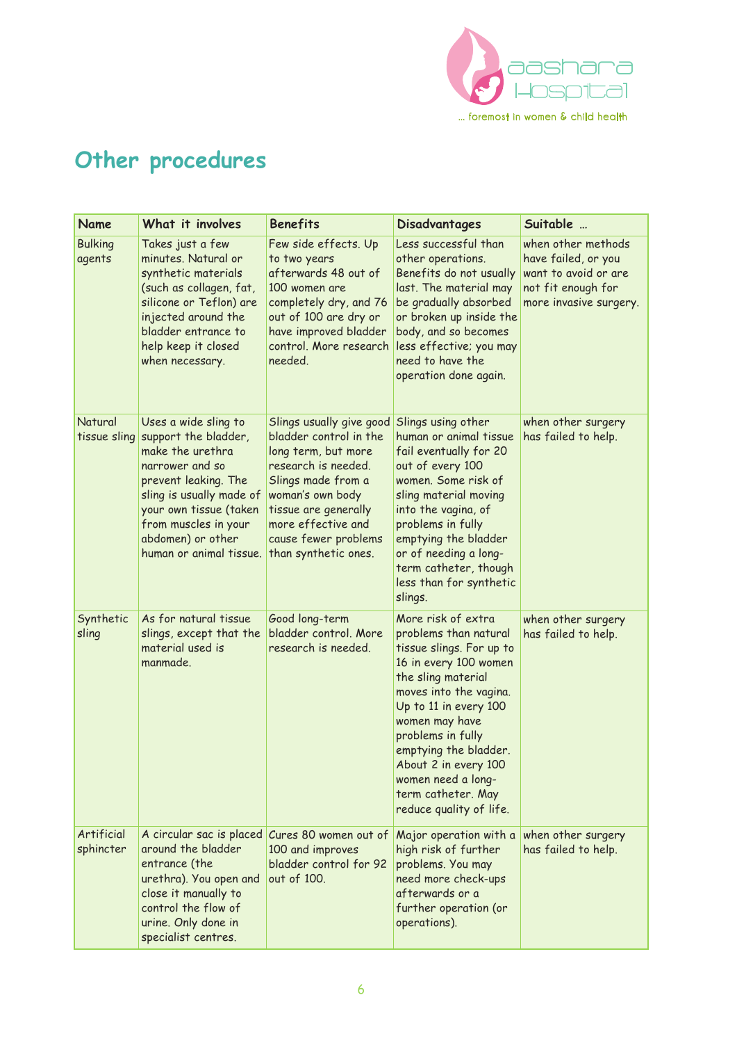# Other procedures

| Name | What it involves | Benefits | Disadvantages | Suitable … |
|---|---|---|---|---|
| Bulking agents | Takes just a few minutes. Natural or synthetic materials (such as collagen, fat, silicone or Teflon) are injected around the bladder entrance to help keep it closed when necessary. | Few side effects. Up to two years afterwards 48 out of 100 women are completely dry, and 76 out of 100 are dry or have improved bladder control. More research needed. | Less successful than other operations. Benefits do not usually last. The material may be gradually absorbed or broken up inside the body, and so becomes less effective; you may need to have the operation done again. | when other methods have failed, or you want to avoid or are not fit enough for more invasive surgery. |
| Natural tissue sling | Uses a wide sling to support the bladder, make the urethra narrower and so prevent leaking. The sling is usually made of your own tissue (taken from muscles in your abdomen) or other human or animal tissue. | Slings usually give good bladder control in the long term, but more research is needed. Slings made from a woman's own body tissue are generally more effective and cause fewer problems than synthetic ones. | Slings using other human or animal tissue fail eventually for 20 out of every 100 women. Some risk of sling material moving into the vagina, of problems in fully emptying the bladder or of needing a long-term catheter, though less than for synthetic slings. | when other surgery has failed to help. |
| Synthetic sling | As for natural tissue slings, except that the material used is manmade. | Good long-term bladder control. More research is needed. | More risk of extra problems than natural tissue slings. For up to 16 in every 100 women the sling material moves into the vagina. Up to 11 in every 100 women may have problems in fully emptying the bladder. About 2 in every 100 women need a long-term catheter. May reduce quality of life. | when other surgery has failed to help. |
| Artificial sphincter | A circular sac is placed around the bladder entrance (the urethra). You open and close it manually to control the flow of urine. Only done in specialist centres. | Cures 80 women out of 100 and improves bladder control for 92 out of 100. | Major operation with a high risk of further problems. You may need more check-ups afterwards or a further operation (or operations). | when other surgery has failed to help. |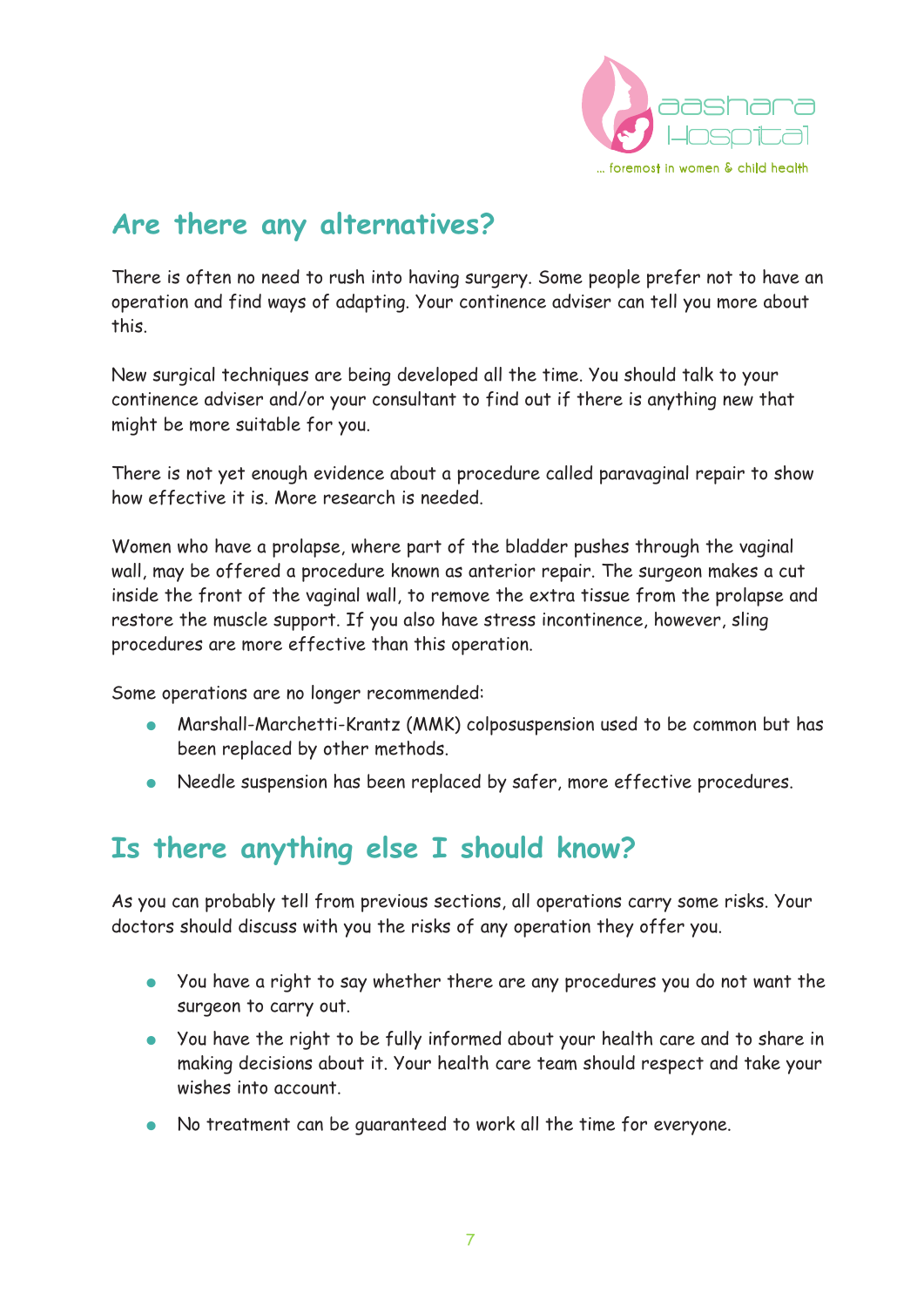## Are there any alternatives?

There is often no need to rush into having surgery. Some people prefer not to have an operation and find ways of adapting. Your continence adviser can tell you more about this.

New surgical techniques are being developed all the time. You should talk to your continence adviser and/or your consultant to find out if there is anything new that might be more suitable for you.

There is not yet enough evidence about a procedure called paravaginal repair to show how effective it is. More research is needed.

Women who have a prolapse, where part of the bladder pushes through the vaginal wall, may be offered a procedure known as anterior repair. The surgeon makes a cut inside the front of the vaginal wall, to remove the extra tissue from the prolapse and restore the muscle support. If you also have stress incontinence, however, sling procedures are more effective than this operation.

Some operations are no longer recommended:

- Marshall-Marchetti-Krantz (MMK) colposuspension used to be common but has been replaced by other methods.
- Needle suspension has been replaced by safer, more effective procedures.

## Is there anything else I should know?

As you can probably tell from previous sections, all operations carry some risks. Your doctors should discuss with you the risks of any operation they offer you.

- You have a right to say whether there are any procedures you do not want the surgeon to carry out.
- You have the right to be fully informed about your health care and to share in making decisions about it. Your health care team should respect and take your wishes into account.
- No treatment can be guaranteed to work all the time for everyone.